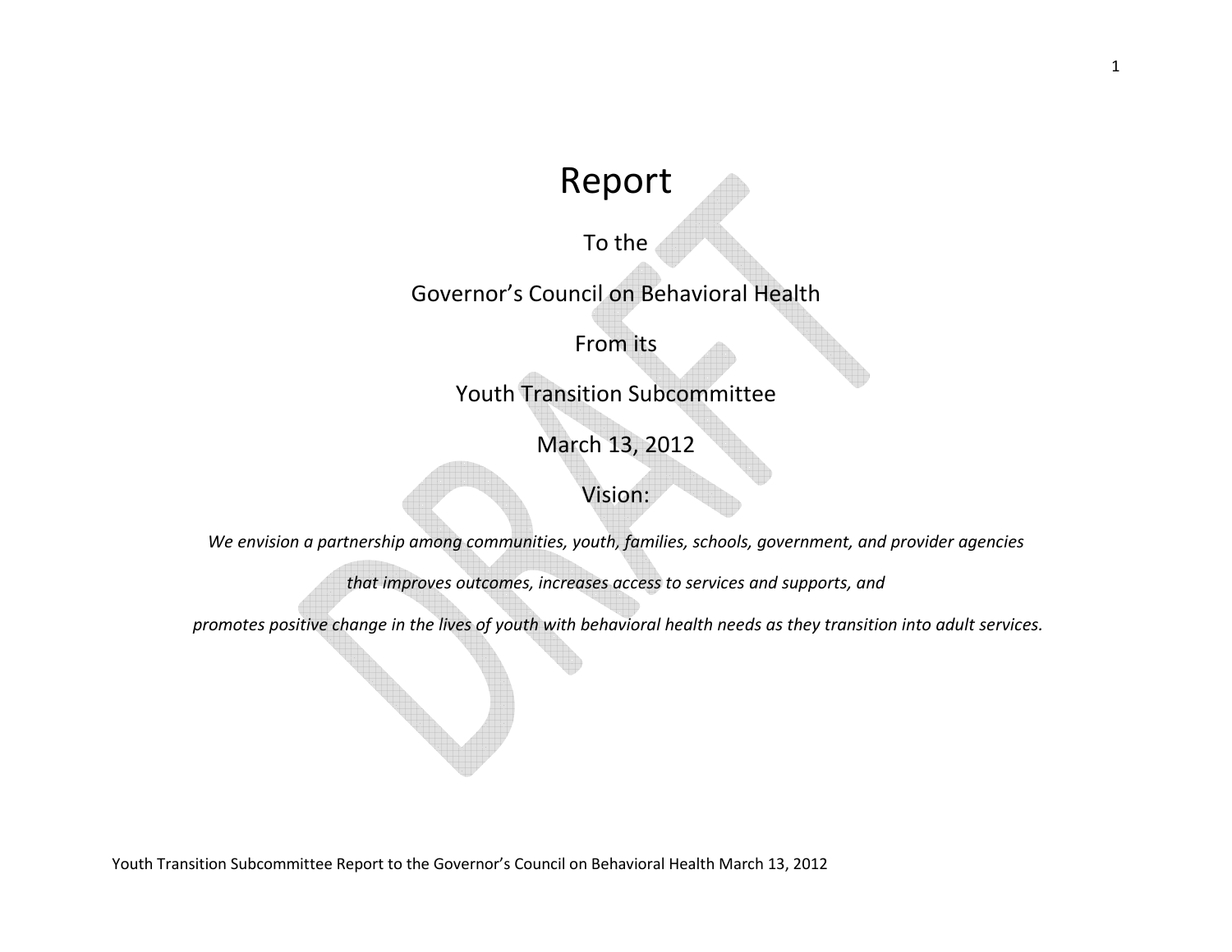# Report

To the

Governor's Council on Behavioral Health

From its

Youth Transition Subcommittee

March 13, 2012

## Vision:

*We envision a partnership among communities, youth, families, schools, government, and provider agencies that improves outcomes, increases access to services and supports, and promotes positive change in the lives of youth with behavioral health needs as they transition into adult services.*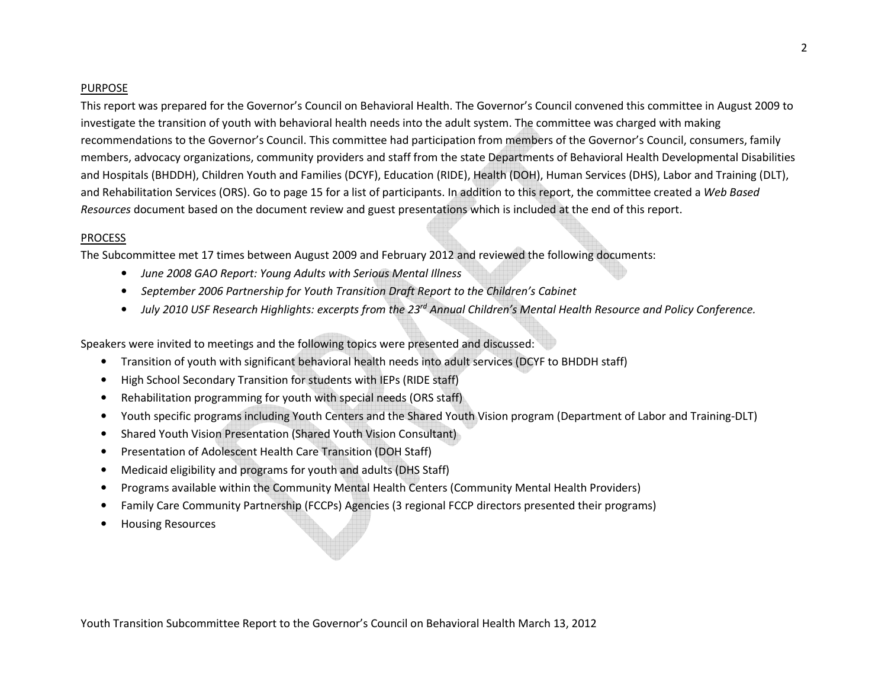## PURPOSE

This report was prepared for the Governor's Council on Behavioral Health. The Governor's Council convened this committee in August 2009 to investigate the transition of youth with behavioral health needs into the adult system. The committee was charged with making recommendations to the Governor's Council. This committee had participation from members of the Governor's Council, consumers, family members, advocacy organizations, community providers and staff from the state Departments of Behavioral Health Developmental Disabilities and Hospitals (BHDDH), Children Youth and Families (DCYF), Education (RIDE), Health (DOH), Human Services (DHS), Labor and Training (DLT), and Rehabilitation Services (ORS). Go to page 15 for a list of participants. In addition to this report, the committee created a *Web Based Resources* document based on the document review and guest presentations which is included at the end of this report.

## PROCESS

The Subcommittee met 17 times between August 2009 and February 2012 and reviewed the following documents:

- *June 2008 GAO Report: Young Adults with Serious Mental Illness*
- *September 2006 Partnership for Youth Transition Draft Report to the Children's Cabinet*
- *July 2010 USF Research Highlights: excerpts from the 23rd Annual Children's Mental Health Resource and Policy Conference.*

Speakers were invited to meetings and the following topics were presented and discussed:

- Transition of youth with significant behavioral health needs into adult services (DCYF to BHDDH staff)
- High School Secondary Transition for students with IEPs (RIDE staff)
- Rehabilitation programming for youth with special needs (ORS staff)
- Youth specific programs including Youth Centers and the Shared Youth Vision program (Department of Labor and Training-DLT)
- Shared Youth Vision Presentation (Shared Youth Vision Consultant)
- Presentation of Adolescent Health Care Transition (DOH Staff)
- Medicaid eligibility and programs for youth and adults (DHS Staff)
- Programs available within the Community Mental Health Centers (Community Mental Health Providers)
- Family Care Community Partnership (FCCPs) Agencies (3 regional FCCP directors presented their programs)
- Housing Resources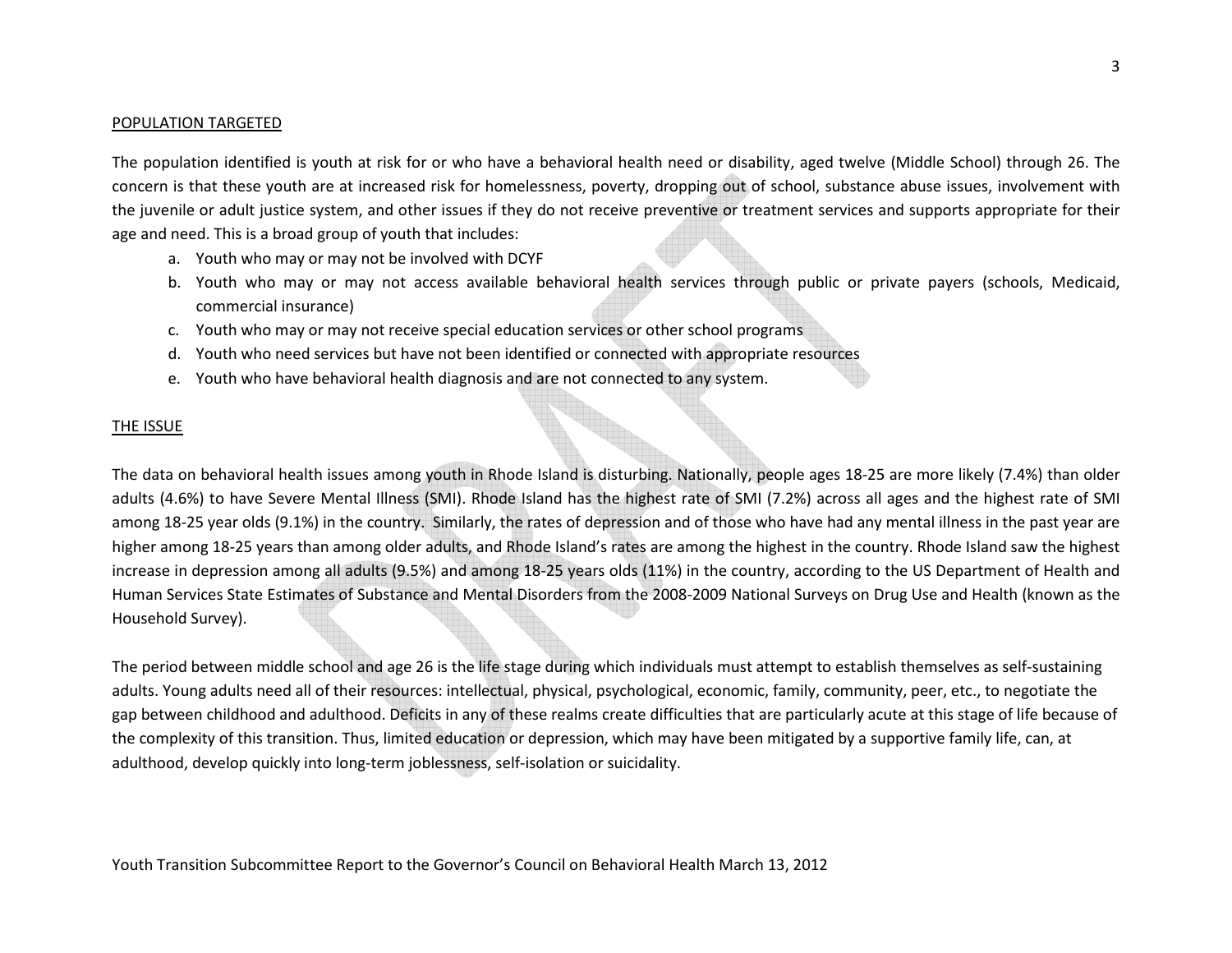## POPULATION TARGETED

The population identified is youth at risk for or who have a behavioral health need or disability, aged twelve (Middle School) through 26. The concern is that these youth are at increased risk for homelessness, poverty, dropping out of school, substance abuse issues, involvement with the juvenile or adult justice system, and other issues if they do not receive preventive or treatment services and supports appropriate for their age and need. This is a broad group of youth that includes:

a. Youth who may or may not be involved with DCYF
b. Youth who may or may not access available behavioral health services through public or private payers (schools, Medicaid, commercial insurance)
c. Youth who may or may not receive special education services or other school programs
d. Youth who need services but have not been identified or connected with appropriate resources
e. Youth who have behavioral health diagnosis and are not connected to any system.

## THE ISSUE

The data on behavioral health issues among youth in Rhode Island is disturbing. Nationally, people ages 18-25 are more likely (7.4%) than older adults (4.6%) to have Severe Mental Illness (SMI). Rhode Island has the highest rate of SMI (7.2%) across all ages and the highest rate of SMI among 18-25 year olds (9.1%) in the country. Similarly, the rates of depression and of those who have had any mental illness in the past year are higher among 18-25 years than among older adults, and Rhode Island's rates are among the highest in the country. Rhode Island saw the highest increase in depression among all adults (9.5%) and among 18-25 years olds (11%) in the country, according to the US Department of Health and Human Services State Estimates of Substance and Mental Disorders from the 2008-2009 National Surveys on Drug Use and Health (known as the Household Survey).

The period between middle school and age 26 is the life stage during which individuals must attempt to establish themselves as self-sustaining adults. Young adults need all of their resources: intellectual, physical, psychological, economic, family, community, peer, etc., to negotiate the gap between childhood and adulthood. Deficits in any of these realms create difficulties that are particularly acute at this stage of life because of the complexity of this transition. Thus, limited education or depression, which may have been mitigated by a supportive family life, can, at adulthood, develop quickly into long-term joblessness, self-isolation or suicidality.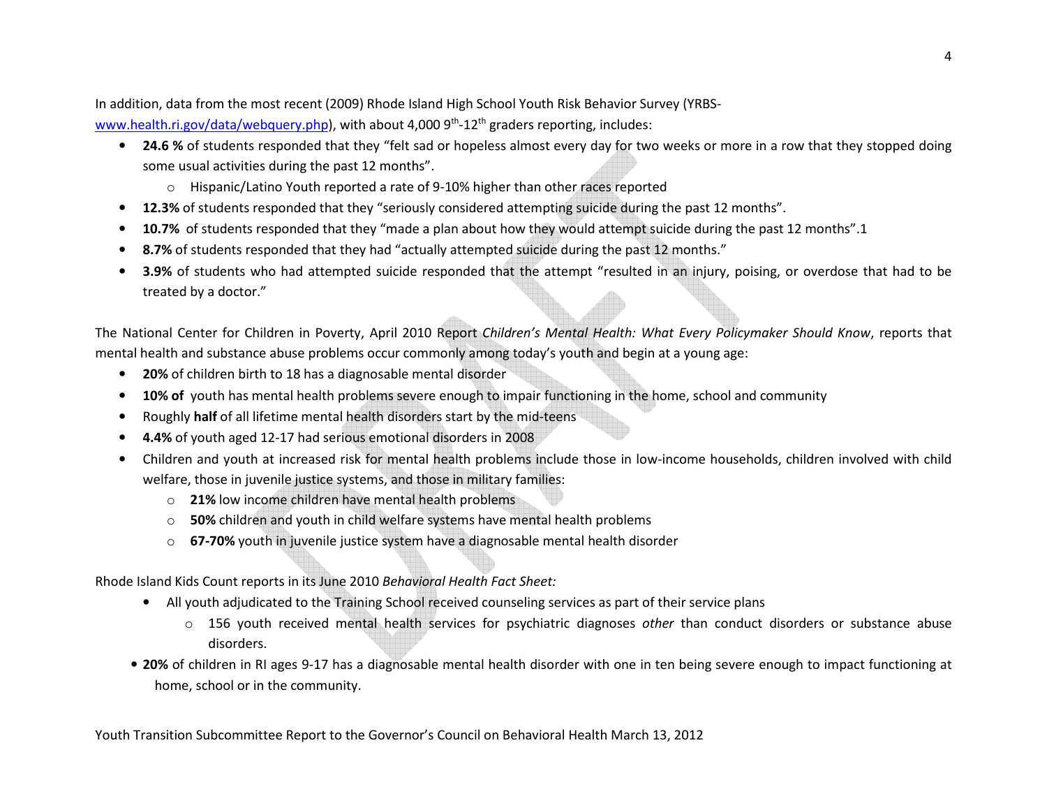In addition, data from the most recent (2009) Rhode Island High School Youth Risk Behavior Survey (YRBS- www.health.ri.gov/data/webquery.php), with about 4,000 9th-12th graders reporting, includes:

- **24.6 %** of students responded that they "felt sad or hopeless almost every day for two weeks or more in a row that they stopped doing some usual activities during the past 12 months".
  - Hispanic/Latino Youth reported a rate of 9-10% higher than other races reported
- **12.3%** of students responded that they "seriously considered attempting suicide during the past 12 months".
- **10.7%** of students responded that they "made a plan about how they would attempt suicide during the past 12 months".1
- **8.7%** of students responded that they had "actually attempted suicide during the past 12 months."
- **3.9%** of students who had attempted suicide responded that the attempt "resulted in an injury, poising, or overdose that had to be treated by a doctor."

The National Center for Children in Poverty, April 2010 Report *Children's Mental Health: What Every Policymaker Should Know*, reports that mental health and substance abuse problems occur commonly among today's youth and begin at a young age:

- **20%** of children birth to 18 has a diagnosable mental disorder
- **10% of** youth has mental health problems severe enough to impair functioning in the home, school and community
- Roughly **half** of all lifetime mental health disorders start by the mid-teens
- **4.4%** of youth aged 12-17 had serious emotional disorders in 2008
- Children and youth at increased risk for mental health problems include those in low-income households, children involved with child welfare, those in juvenile justice systems, and those in military families:
  - **21%** low income children have mental health problems
  - **50%** children and youth in child welfare systems have mental health problems
  - **67-70%** youth in juvenile justice system have a diagnosable mental health disorder

Rhode Island Kids Count reports in its June 2010 *Behavioral Health Fact Sheet:*

- All youth adjudicated to the Training School received counseling services as part of their service plans
  - 156 youth received mental health services for psychiatric diagnoses *other* than conduct disorders or substance abuse disorders.
- **20%** of children in RI ages 9-17 has a diagnosable mental health disorder with one in ten being severe enough to impact functioning at home, school or in the community.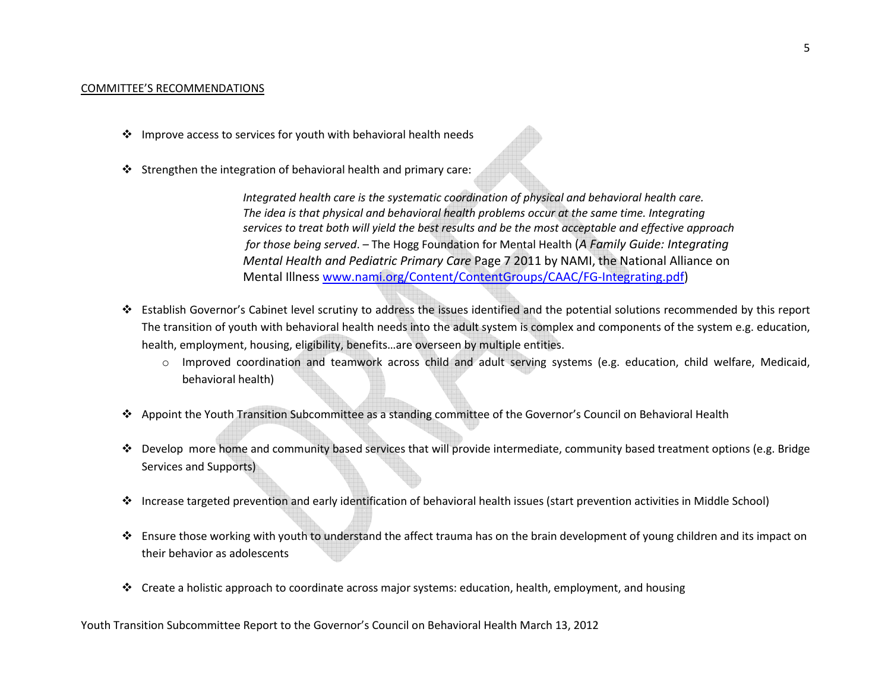COMMITTEE'S RECOMMENDATIONS

- Improve access to services for youth with behavioral health needs

- Strengthen the integration of behavioral health and primary care:

  > *Integrated health care is the systematic coordination of physical and behavioral health care. The idea is that physical and behavioral health problems occur at the same time. Integrating services to treat both will yield the best results and be the most acceptable and effective approach for those being served*. – The Hogg Foundation for Mental Health (*A Family Guide: Integrating Mental Health and Pediatric Primary Care* Page 7 2011 by NAMI, the National Alliance on Mental Illness [www.nami.org/Content/ContentGroups/CAAC/FG-Integrating.pdf](www.nami.org/Content/ContentGroups/CAAC/FG-Integrating.pdf))

- Establish Governor's Cabinet level scrutiny to address the issues identified and the potential solutions recommended by this report The transition of youth with behavioral health needs into the adult system is complex and components of the system e.g. education, health, employment, housing, eligibility, benefits…are overseen by multiple entities.
  - Improved coordination and teamwork across child and adult serving systems (e.g. education, child welfare, Medicaid, behavioral health)

- Appoint the Youth Transition Subcommittee as a standing committee of the Governor's Council on Behavioral Health

- Develop more home and community based services that will provide intermediate, community based treatment options (e.g. Bridge Services and Supports)

- Increase targeted prevention and early identification of behavioral health issues (start prevention activities in Middle School)

- Ensure those working with youth to understand the affect trauma has on the brain development of young children and its impact on their behavior as adolescents

- Create a holistic approach to coordinate across major systems: education, health, employment, and housing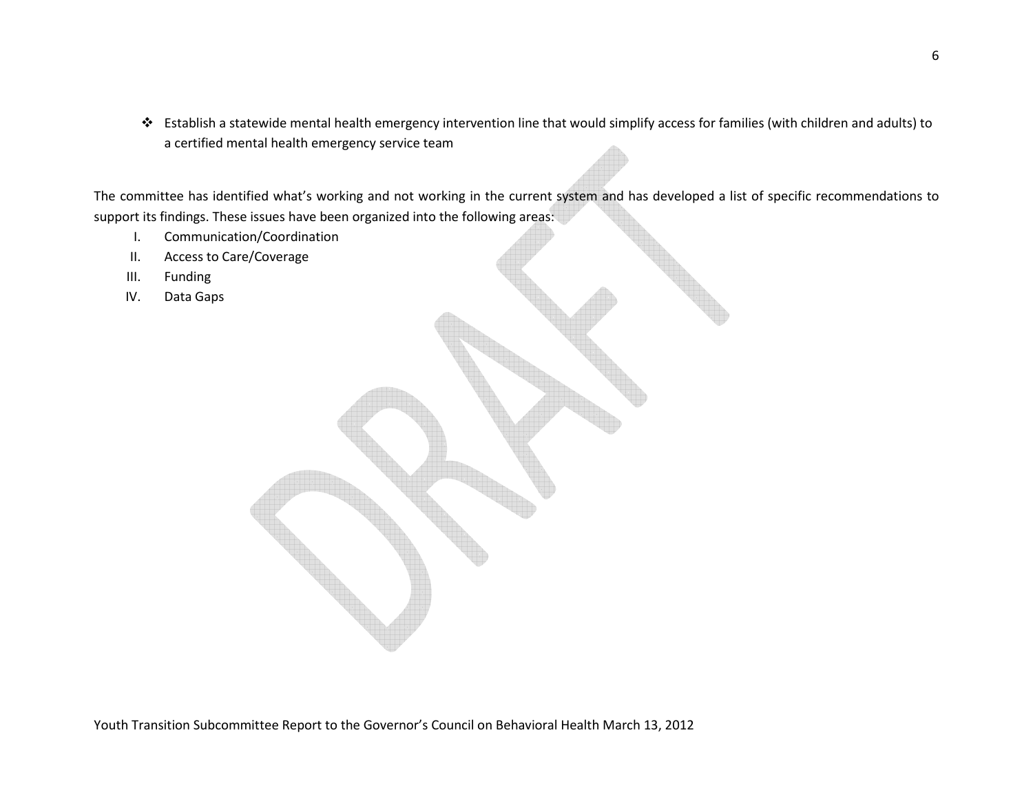- Establish a statewide mental health emergency intervention line that would simplify access for families (with children and adults) to a certified mental health emergency service team

The committee has identified what's working and not working in the current system and has developed a list of specific recommendations to support its findings. These issues have been organized into the following areas:

I. Communication/Coordination
II. Access to Care/Coverage
III. Funding
IV. Data Gaps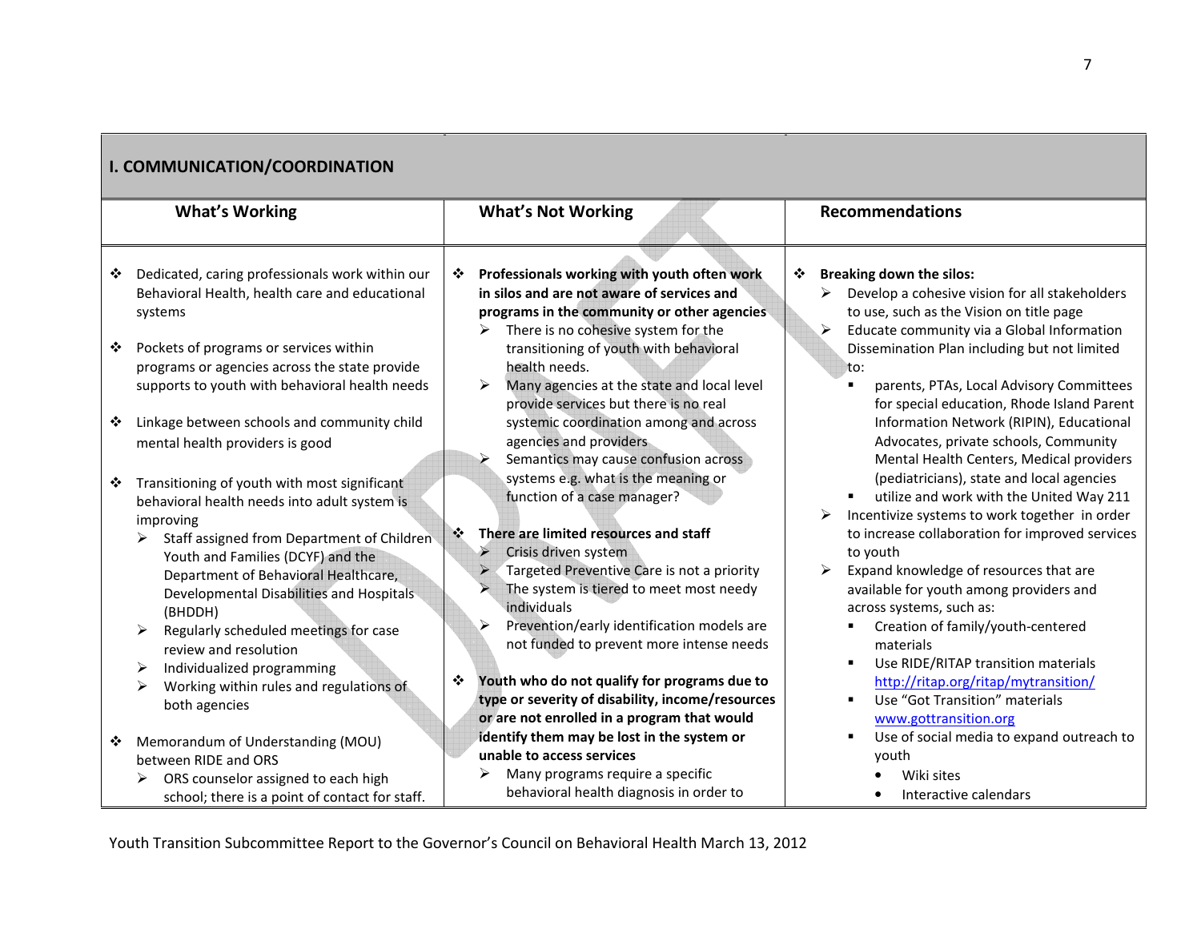## I. COMMUNICATION/COORDINATION

| What's Working | What's Not Working | Recommendations |
|---|---|---|
| ❖ Dedicated, caring professionals work within our Behavioral Health, health care and educational systems<br><br>❖ Pockets of programs or services within programs or agencies across the state provide supports to youth with behavioral health needs<br><br>❖ Linkage between schools and community child mental health providers is good<br><br>❖ Transitioning of youth with most significant behavioral health needs into adult system is improving<br>➢ Staff assigned from Department of Children Youth and Families (DCYF) and the Department of Behavioral Healthcare, Developmental Disabilities and Hospitals (BHDDH)<br>➢ Regularly scheduled meetings for case review and resolution<br>➢ Individualized programming<br>➢ Working within rules and regulations of both agencies<br><br>❖ Memorandum of Understanding (MOU) between RIDE and ORS<br>➢ ORS counselor assigned to each high school; there is a point of contact for staff. | ❖ **Professionals working with youth often work in silos and are not aware of services and programs in the community or other agencies**<br>➢ There is no cohesive system for the transitioning of youth with behavioral health needs.<br>➢ Many agencies at the state and local level provide services but there is no real systemic coordination among and across agencies and providers<br>➢ Semantics may cause confusion across systems e.g. what is the meaning or function of a case manager?<br><br>❖ **There are limited resources and staff**<br>➢ Crisis driven system<br>➢ Targeted Preventive Care is not a priority<br>➢ The system is tiered to meet most needy individuals<br>➢ Prevention/early identification models are not funded to prevent more intense needs<br><br>❖ **Youth who do not qualify for programs due to type or severity of disability, income/resources or are not enrolled in a program that would identify them may be lost in the system or unable to access services**<br>➢ Many programs require a specific behavioral health diagnosis in order to | ❖ **Breaking down the silos:**<br>➢ Develop a cohesive vision for all stakeholders to use, such as the Vision on title page<br>➢ Educate community via a Global Information Dissemination Plan including but not limited to:<br>▪ parents, PTAs, Local Advisory Committees for special education, Rhode Island Parent Information Network (RIPIN), Educational Advocates, private schools, Community Mental Health Centers, Medical providers (pediatricians), state and local agencies<br>▪ utilize and work with the United Way 211<br>➢ Incentivize systems to work together in order to increase collaboration for improved services to youth<br>➢ Expand knowledge of resources that are available for youth among providers and across systems, such as:<br>▪ Creation of family/youth-centered materials<br>▪ Use RIDE/RITAP transition materials http://ritap.org/ritap/mytransition/<br>▪ Use "Got Transition" materials www.gottransition.org<br>▪ Use of social media to expand outreach to youth<br>• Wiki sites<br>• Interactive calendars |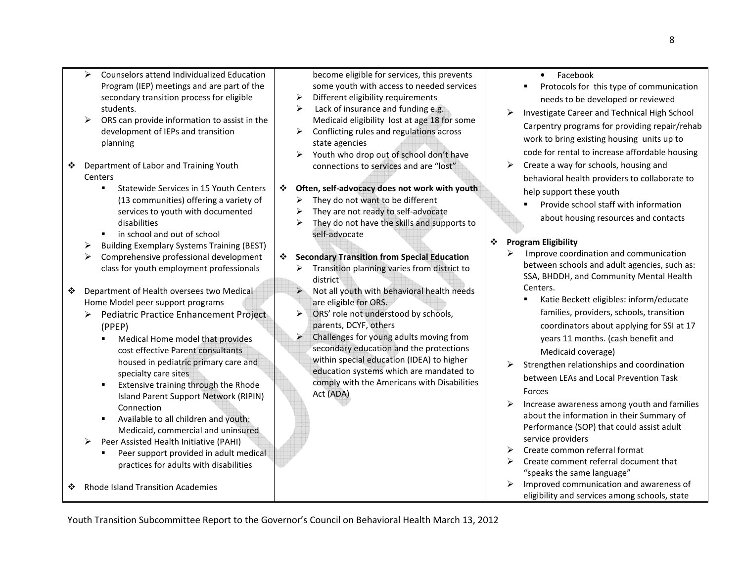- Counselors attend Individualized Education Program (IEP) meetings and are part of the secondary transition process for eligible students.
- ORS can provide information to assist in the development of IEPs and transition planning

- Department of Labor and Training Youth Centers
  - Statewide Services in 15 Youth Centers (13 communities) offering a variety of services to youth with documented disabilities
  - in school and out of school
  - Building Exemplary Systems Training (BEST)
  - Comprehensive professional development class for youth employment professionals

- Department of Health oversees two Medical Home Model peer support programs
  - Pediatric Practice Enhancement Project (PPEP)
    - Medical Home model that provides cost effective Parent consultants housed in pediatric primary care and specialty care sites
    - Extensive training through the Rhode Island Parent Support Network (RIPIN) Connection
    - Available to all children and youth: Medicaid, commercial and uninsured
  - Peer Assisted Health Initiative (PAHI)
    - Peer support provided in adult medical practices for adults with disabilities

- Rhode Island Transition Academies

become eligible for services, this prevents some youth with access to needed services

- Different eligibility requirements
- Lack of insurance and funding e.g. Medicaid eligibility lost at age 18 for some
- Conflicting rules and regulations across state agencies
- Youth who drop out of school don't have connections to services and are "lost"

- **Often, self-advocacy does not work with youth**
  - They do not want to be different
  - They are not ready to self-advocate
  - They do not have the skills and supports to self-advocate

- **Secondary Transition from Special Education**
  - Transition planning varies from district to district
  - Not all youth with behavioral health needs are eligible for ORS.
  - ORS' role not understood by schools, parents, DCYF, others
  - Challenges for young adults moving from secondary education and the protections within special education (IDEA) to higher education systems which are mandated to comply with the Americans with Disabilities Act (ADA)

  - Facebook
  - Protocols for this type of communication needs to be developed or reviewed
- Investigate Career and Technical High School Carpentry programs for providing repair/rehab work to bring existing housing units up to code for rental to increase affordable housing
- Create a way for schools, housing and behavioral health providers to collaborate to help support these youth
  - Provide school staff with information about housing resources and contacts

- **Program Eligibility**
  - Improve coordination and communication between schools and adult agencies, such as: SSA, BHDDH, and Community Mental Health Centers.
    - Katie Beckett eligibles: inform/educate families, providers, schools, transition coordinators about applying for SSI at 17 years 11 months. (cash benefit and Medicaid coverage)
  - Strengthen relationships and coordination between LEAs and Local Prevention Task Forces
  - Increase awareness among youth and families about the information in their Summary of Performance (SOP) that could assist adult service providers
  - Create common referral format
  - Create comment referral document that "speaks the same language"
  - Improved communication and awareness of eligibility and services among schools, state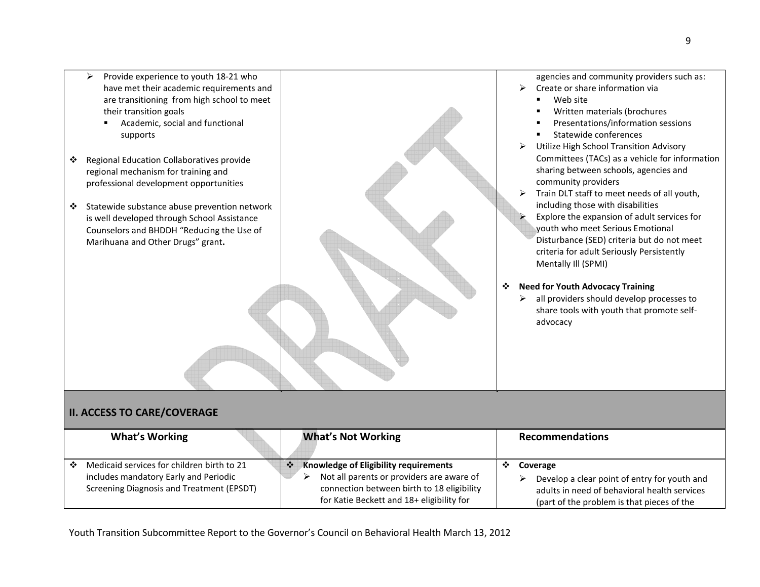| | | |
|---|---|---|
| ➢ Provide experience to youth 18-21 who have met their academic requirements and are transitioning from high school to meet their transition goals<br>▪ Academic, social and functional supports<br><br>❖ Regional Education Collaboratives provide regional mechanism for training and professional development opportunities<br><br>❖ Statewide substance abuse prevention network is well developed through School Assistance Counselors and BHDDH "Reducing the Use of Marihuana and Other Drugs" grant**.** | | agencies and community providers such as:<br>➢ Create or share information via<br>▪ Web site<br>▪ Written materials (brochures<br>▪ Presentations/information sessions<br>▪ Statewide conferences<br>➢ Utilize High School Transition Advisory Committees (TACs) as a vehicle for information sharing between schools, agencies and community providers<br>➢ Train DLT staff to meet needs of all youth, including those with disabilities<br>➢ Explore the expansion of adult services for youth who meet Serious Emotional Disturbance (SED) criteria but do not meet criteria for adult Seriously Persistently Mentally Ill (SPMI)<br><br>❖ **Need for Youth Advocacy Training**<br>➢ all providers should develop processes to share tools with youth that promote self-advocacy |

## II. ACCESS TO CARE/COVERAGE

| What's Working | What's Not Working | Recommendations |
|---|---|---|
| ❖ Medicaid services for children birth to 21 includes mandatory Early and Periodic Screening Diagnosis and Treatment (EPSDT) | ❖ **Knowledge of Eligibility requirements**<br>➢ Not all parents or providers are aware of connection between birth to 18 eligibility for Katie Beckett and 18+ eligibility for | ❖ **Coverage**<br>➢ Develop a clear point of entry for youth and adults in need of behavioral health services (part of the problem is that pieces of the |

Youth Transition Subcommittee Report to the Governor's Council on Behavioral Health March 13, 2012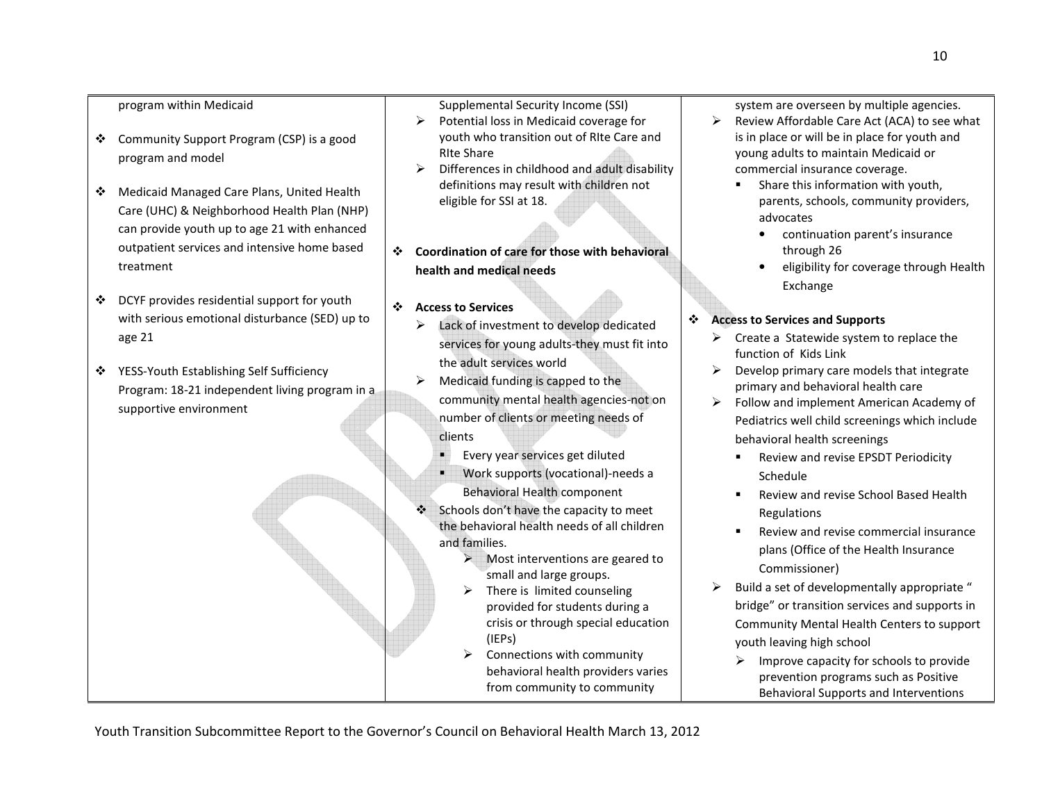| | | |
|---|---|---|
| program within Medicaid<br><br>❖ Community Support Program (CSP) is a good program and model<br><br>❖ Medicaid Managed Care Plans, United Health Care (UHC) & Neighborhood Health Plan (NHP) can provide youth up to age 21 with enhanced outpatient services and intensive home based treatment<br><br>❖ DCYF provides residential support for youth with serious emotional disturbance (SED) up to age 21<br><br>❖ YESS-Youth Establishing Self Sufficiency Program: 18-21 independent living program in a supportive environment | Supplemental Security Income (SSI)<br>➢ Potential loss in Medicaid coverage for youth who transition out of RIte Care and RIte Share<br>➢ Differences in childhood and adult disability definitions may result with children not eligible for SSI at 18.<br><br>❖ **Coordination of care for those with behavioral health and medical needs**<br><br>❖ **Access to Services**<br>➢ Lack of investment to develop dedicated services for young adults-they must fit into the adult services world<br>➢ Medicaid funding is capped to the community mental health agencies-not on number of clients or meeting needs of clients<br>▪ Every year services get diluted<br>▪ Work supports (vocational)-needs a Behavioral Health component<br>❖ Schools don't have the capacity to meet the behavioral health needs of all children and families.<br>➢ Most interventions are geared to small and large groups.<br>➢ There is limited counseling provided for students during a crisis or through special education (IEPs)<br>➢ Connections with community behavioral health providers varies from community to community | system are overseen by multiple agencies.<br>➢ Review Affordable Care Act (ACA) to see what is in place or will be in place for youth and young adults to maintain Medicaid or commercial insurance coverage.<br>▪ Share this information with youth, parents, schools, community providers, advocates<br>• continuation parent's insurance through 26<br>• eligibility for coverage through Health Exchange<br><br>❖ **Access to Services and Supports**<br>➢ Create a Statewide system to replace the function of Kids Link<br>➢ Develop primary care models that integrate primary and behavioral health care<br>➢ Follow and implement American Academy of Pediatrics well child screenings which include behavioral health screenings<br>▪ Review and revise EPSDT Periodicity Schedule<br>▪ Review and revise School Based Health Regulations<br>▪ Review and revise commercial insurance plans (Office of the Health Insurance Commissioner)<br>➢ Build a set of developmentally appropriate " bridge" or transition services and supports in Community Mental Health Centers to support youth leaving high school<br>➢ Improve capacity for schools to provide prevention programs such as Positive Behavioral Supports and Interventions |

Youth Transition Subcommittee Report to the Governor's Council on Behavioral Health March 13, 2012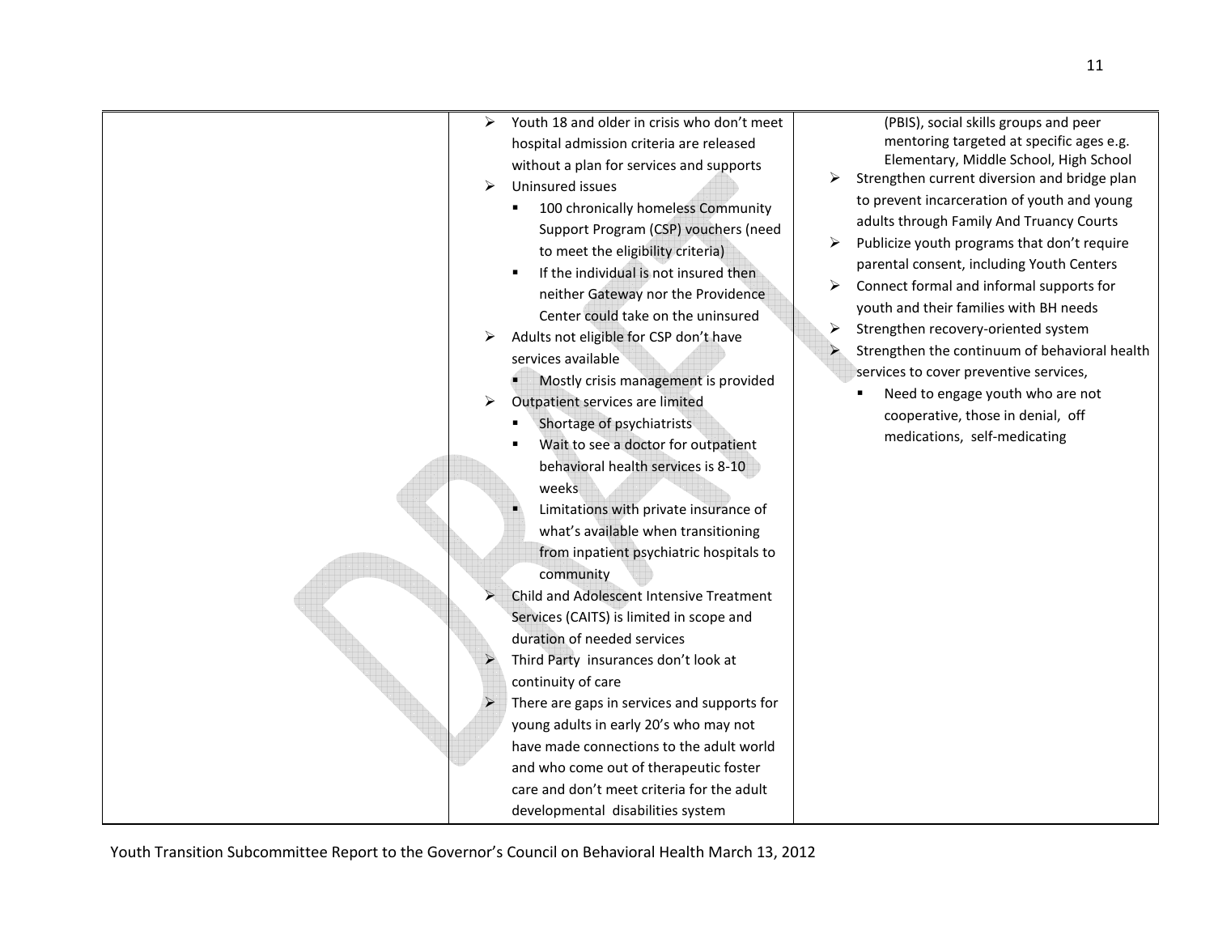|  |  |  |
|---|---|---|
|  | ➢ Youth 18 and older in crisis who don't meet hospital admission criteria are released without a plan for services and supports<br>➢ Uninsured issues<br>▪ 100 chronically homeless Community Support Program (CSP) vouchers (need to meet the eligibility criteria)<br>▪ If the individual is not insured then neither Gateway nor the Providence Center could take on the uninsured<br>➢ Adults not eligible for CSP don't have services available<br>▪ Mostly crisis management is provided<br>➢ Outpatient services are limited<br>▪ Shortage of psychiatrists<br>▪ Wait to see a doctor for outpatient behavioral health services is 8-10 weeks<br>▪ Limitations with private insurance of what's available when transitioning from inpatient psychiatric hospitals to community<br>➢ Child and Adolescent Intensive Treatment Services (CAITS) is limited in scope and duration of needed services<br>➢ Third Party insurances don't look at continuity of care<br>➢ There are gaps in services and supports for young adults in early 20's who may not have made connections to the adult world and who come out of therapeutic foster care and don't meet criteria for the adult developmental disabilities system | (PBIS), social skills groups and peer mentoring targeted at specific ages e.g. Elementary, Middle School, High School<br>➢ Strengthen current diversion and bridge plan to prevent incarceration of youth and young adults through Family And Truancy Courts<br>➢ Publicize youth programs that don't require parental consent, including Youth Centers<br>➢ Connect formal and informal supports for youth and their families with BH needs<br>➢ Strengthen recovery-oriented system<br>➢ Strengthen the continuum of behavioral health services to cover preventive services,<br>▪ Need to engage youth who are not cooperative, those in denial, off medications, self-medicating |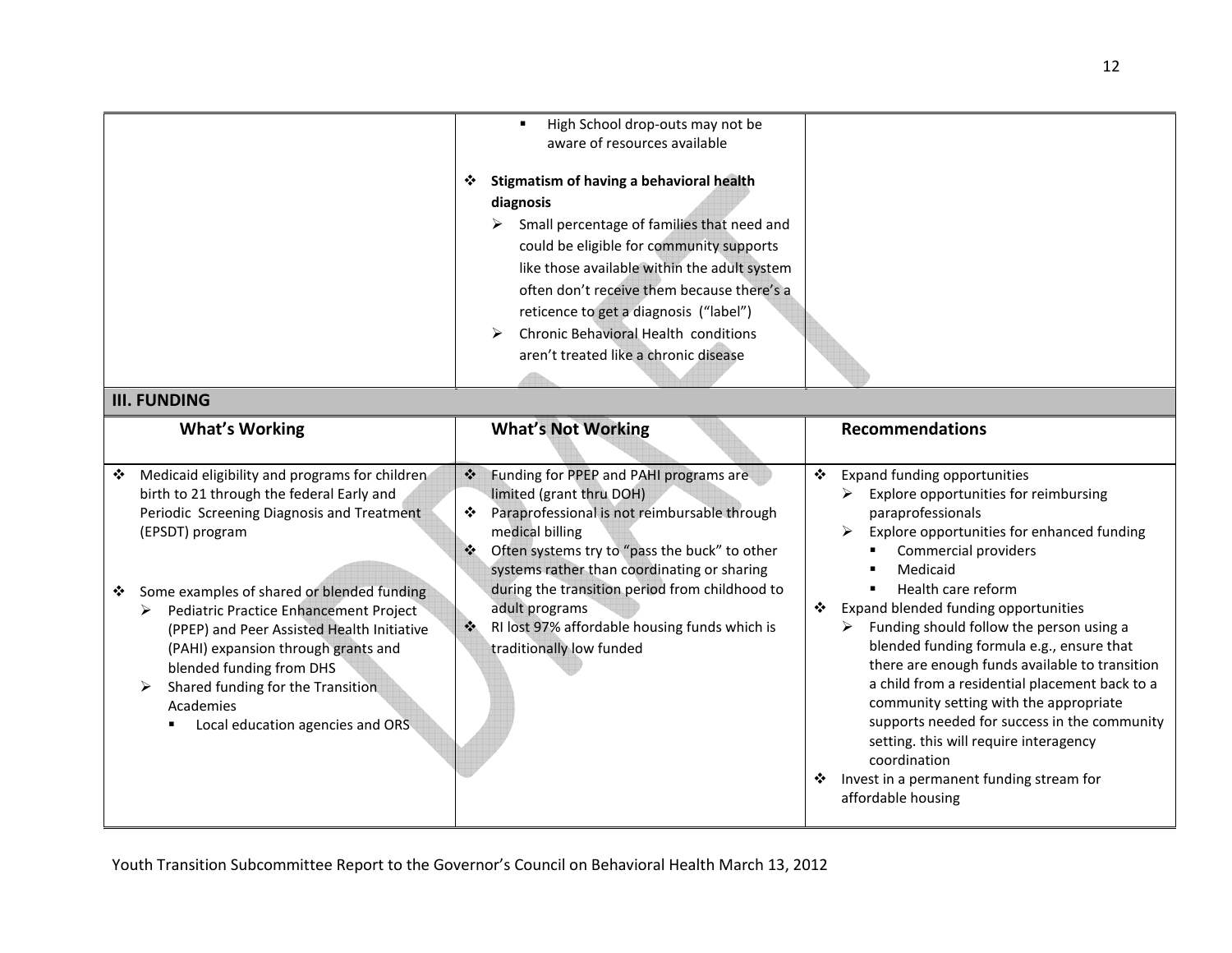| | | |
|---|---|---|
| | ▪ High School drop-outs may not be aware of resources available<br><br>❖ **Stigmatism of having a behavioral health diagnosis**<br>➢ Small percentage of families that need and could be eligible for community supports like those available within the adult system often don't receive them because there's a reticence to get a diagnosis ("label")<br>➢ Chronic Behavioral Health conditions aren't treated like a chronic disease | |

## III. FUNDING

| What's Working | What's Not Working | Recommendations |
|---|---|---|
| ❖ Medicaid eligibility and programs for children birth to 21 through the federal Early and Periodic Screening Diagnosis and Treatment (EPSDT) program<br><br>❖ Some examples of shared or blended funding<br>➢ Pediatric Practice Enhancement Project (PPEP) and Peer Assisted Health Initiative (PAHI) expansion through grants and blended funding from DHS<br>➢ Shared funding for the Transition Academies<br>▪ Local education agencies and ORS | ❖ Funding for PPEP and PAHI programs are limited (grant thru DOH)<br>❖ Paraprofessional is not reimbursable through medical billing<br>❖ Often systems try to "pass the buck" to other systems rather than coordinating or sharing during the transition period from childhood to adult programs<br>❖ RI lost 97% affordable housing funds which is traditionally low funded | ❖ Expand funding opportunities<br>➢ Explore opportunities for reimbursing paraprofessionals<br>➢ Explore opportunities for enhanced funding<br>▪ Commercial providers<br>▪ Medicaid<br>▪ Health care reform<br>❖ Expand blended funding opportunities<br>➢ Funding should follow the person using a blended funding formula e.g., ensure that there are enough funds available to transition a child from a residential placement back to a community setting with the appropriate supports needed for success in the community setting. this will require interagency coordination<br>❖ Invest in a permanent funding stream for affordable housing |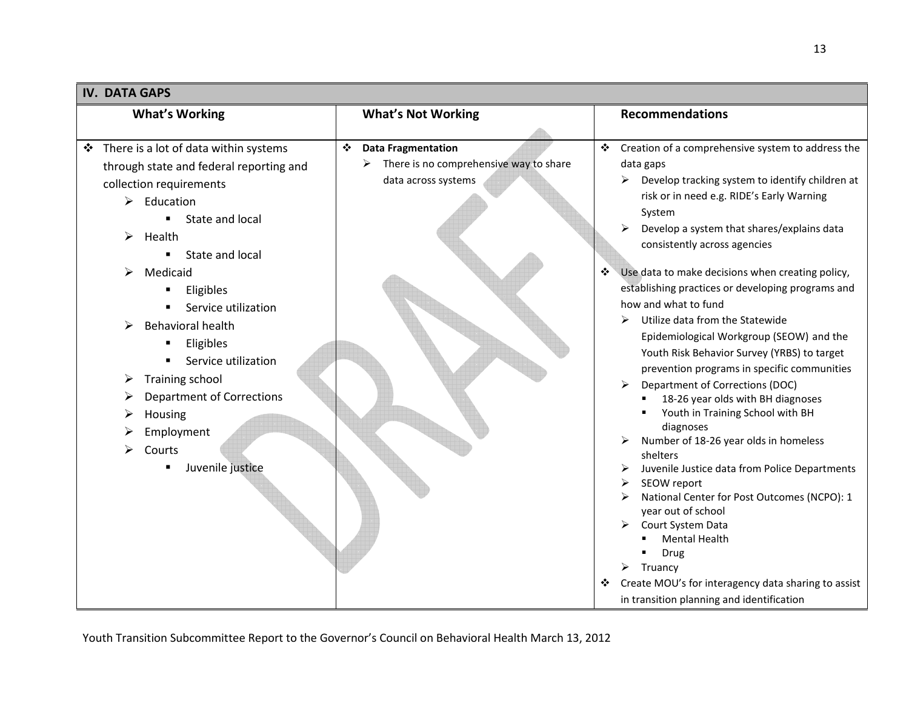## IV. DATA GAPS

| What's Working | What's Not Working | Recommendations |
|---|---|---|
| ❖ There is a lot of data within systems through state and federal reporting and collection requirements<br>➢ Education<br>&nbsp;&nbsp;▪ State and local<br>➢ Health<br>&nbsp;&nbsp;▪ State and local<br>➢ Medicaid<br>&nbsp;&nbsp;▪ Eligibles<br>&nbsp;&nbsp;▪ Service utilization<br>➢ Behavioral health<br>&nbsp;&nbsp;▪ Eligibles<br>&nbsp;&nbsp;▪ Service utilization<br>➢ Training school<br>➢ Department of Corrections<br>➢ Housing<br>➢ Employment<br>➢ Courts<br>&nbsp;&nbsp;▪ Juvenile justice | ❖ **Data Fragmentation**<br>➢ There is no comprehensive way to share data across systems | ❖ Creation of a comprehensive system to address the data gaps<br>➢ Develop tracking system to identify children at risk or in need e.g. RIDE's Early Warning System<br>➢ Develop a system that shares/explains data consistently across agencies<br><br>❖ Use data to make decisions when creating policy, establishing practices or developing programs and how and what to fund<br>➢ Utilize data from the Statewide Epidemiological Workgroup (SEOW) and the Youth Risk Behavior Survey (YRBS) to target prevention programs in specific communities<br>➢ Department of Corrections (DOC)<br>&nbsp;&nbsp;▪ 18-26 year olds with BH diagnoses<br>&nbsp;&nbsp;▪ Youth in Training School with BH diagnoses<br>➢ Number of 18-26 year olds in homeless shelters<br>➢ Juvenile Justice data from Police Departments<br>➢ SEOW report<br>➢ National Center for Post Outcomes (NCPO): 1 year out of school<br>➢ Court System Data<br>&nbsp;&nbsp;▪ Mental Health<br>&nbsp;&nbsp;▪ Drug<br>➢ Truancy<br>❖ Create MOU's for interagency data sharing to assist in transition planning and identification |

Youth Transition Subcommittee Report to the Governor's Council on Behavioral Health March 13, 2012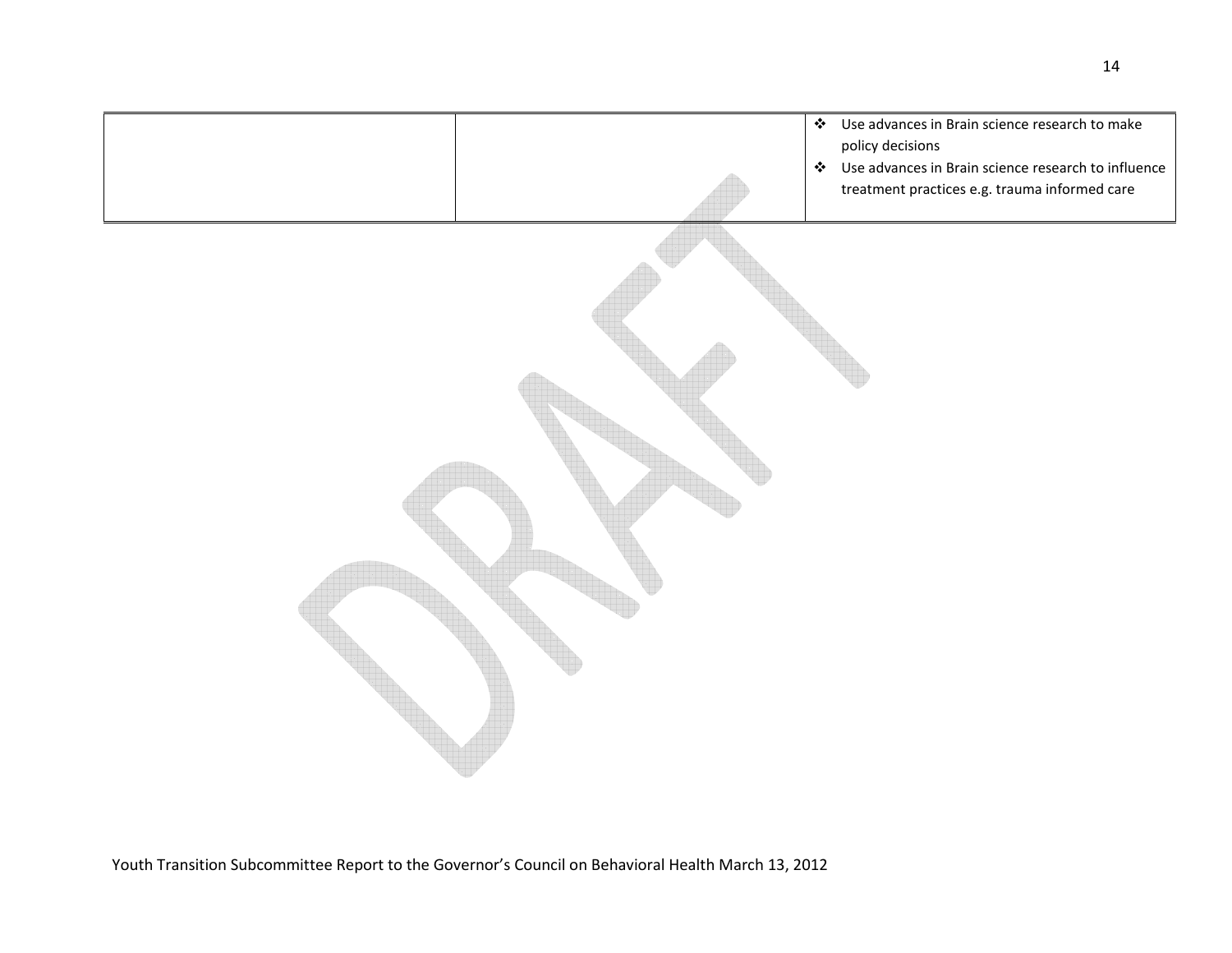| | | |
|---|---|---|
| | | ❖ Use advances in Brain science research to make policy decisions<br>❖ Use advances in Brain science research to influence treatment practices e.g. trauma informed care |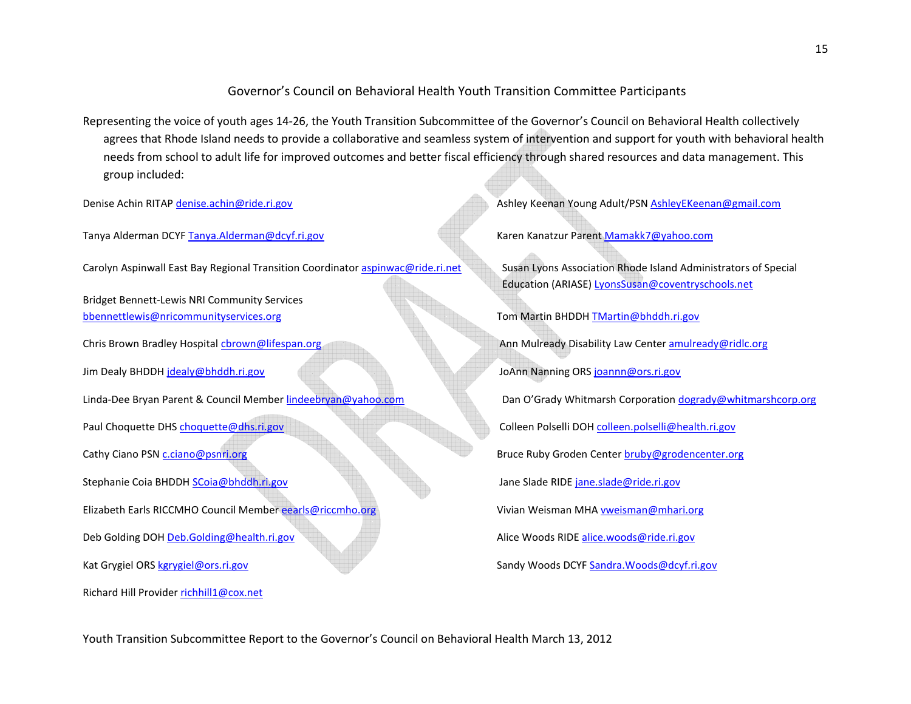# Governor's Council on Behavioral Health Youth Transition Committee Participants

Representing the voice of youth ages 14-26, the Youth Transition Subcommittee of the Governor's Council on Behavioral Health collectively agrees that Rhode Island needs to provide a collaborative and seamless system of intervention and support for youth with behavioral health needs from school to adult life for improved outcomes and better fiscal efficiency through shared resources and data management. This group included:

Denise Achin RITAP denise.achin@ride.ri.gov

Tanya Alderman DCYF Tanya.Alderman@dcyf.ri.gov

Carolyn Aspinwall East Bay Regional Transition Coordinator aspinwac@ride.ri.net

Bridget Bennett-Lewis NRI Community Services bbennettlewis@nricommunityservices.org

Chris Brown Bradley Hospital cbrown@lifespan.org

Jim Dealy BHDDH jdealy@bhddh.ri.gov

Linda-Dee Bryan Parent & Council Member lindeebryan@yahoo.com

Paul Choquette DHS choquette@dhs.ri.gov

Cathy Ciano PSN c.ciano@psnri.org

Stephanie Coia BHDDH SCoia@bhddh.ri.gov

Elizabeth Earls RICCMHO Council Member eearls@riccmho.org

Deb Golding DOH Deb.Golding@health.ri.gov

Kat Grygiel ORS kgrygiel@ors.ri.gov

Richard Hill Provider richhill1@cox.net

Ashley Keenan Young Adult/PSN AshleyEKeenan@gmail.com

Karen Kanatzur Parent Mamakk7@yahoo.com

Susan Lyons Association Rhode Island Administrators of Special Education (ARIASE) LyonsSusan@coventryschools.net

Tom Martin BHDDH TMartin@bhddh.ri.gov

Ann Mulready Disability Law Center amulready@ridlc.org

JoAnn Nanning ORS joann@ors.ri.gov

Dan O'Grady Whitmarsh Corporation dogrady@whitmarshcorp.org

Colleen Polselli DOH colleen.polselli@health.ri.gov

Bruce Ruby Groden Center bruby@grodencenter.org

Jane Slade RIDE jane.slade@ride.ri.gov

Vivian Weisman MHA vweisman@mhari.org

Alice Woods RIDE alice.woods@ride.ri.gov

Sandy Woods DCYF Sandra.Woods@dcyf.ri.gov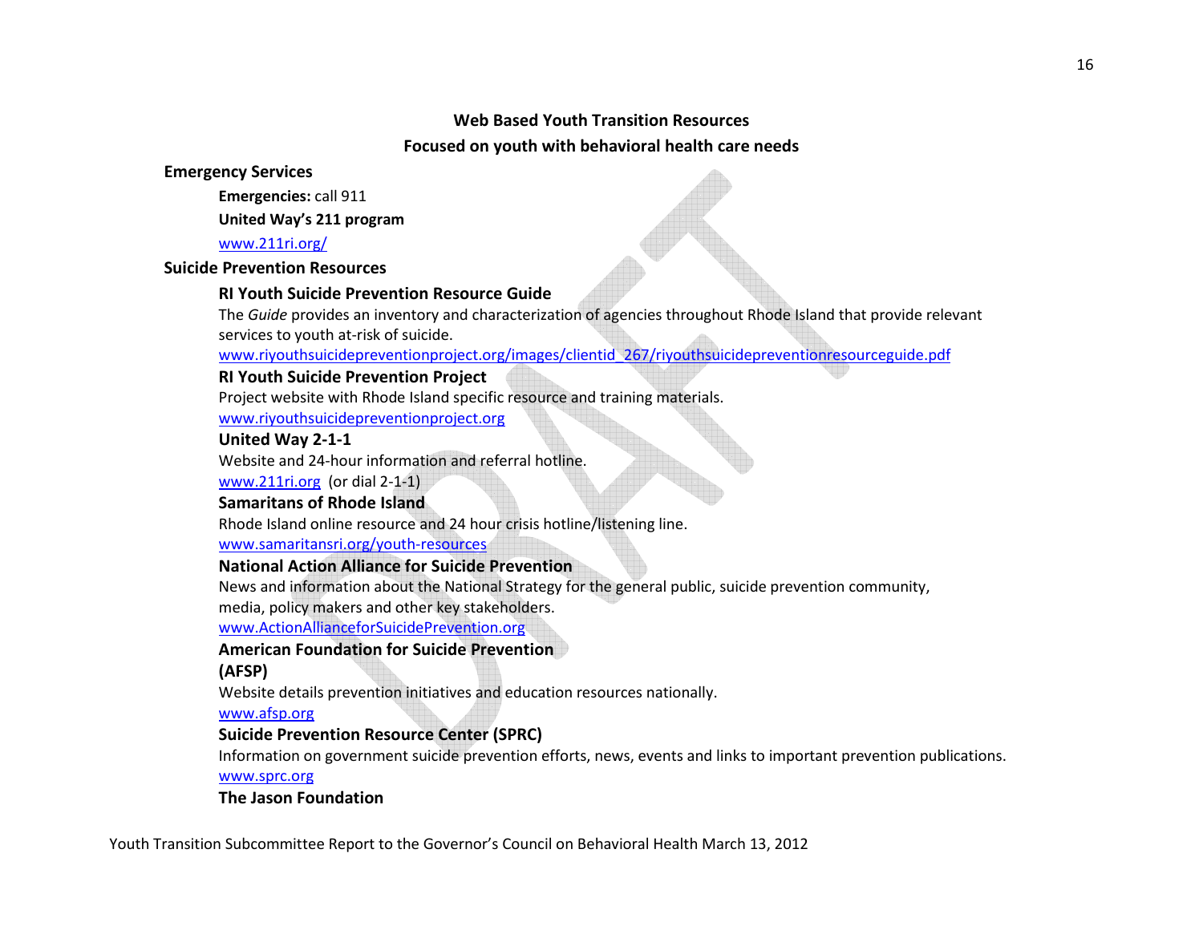## Web Based Youth Transition Resources

## Focused on youth with behavioral health care needs

### Emergency Services

**Emergencies:** call 911

**United Way's 211 program**

www.211ri.org/

### Suicide Prevention Resources

**RI Youth Suicide Prevention Resource Guide**

The *Guide* provides an inventory and characterization of agencies throughout Rhode Island that provide relevant services to youth at-risk of suicide.

www.riyouthsuicidepreventionproject.org/images/clientid_267/riyouthsuicidepreventionresourceguide.pdf

**RI Youth Suicide Prevention Project**

Project website with Rhode Island specific resource and training materials.

www.riyouthsuicidepreventionproject.org

**United Way 2-1-1**

Website and 24-hour information and referral hotline.

www.211ri.org (or dial 2-1-1)

**Samaritans of Rhode Island**

Rhode Island online resource and 24 hour crisis hotline/listening line.

www.samaritansri.org/youth-resources

**National Action Alliance for Suicide Prevention**

News and information about the National Strategy for the general public, suicide prevention community, media, policy makers and other key stakeholders.

www.ActionAllianceforSuicidePrevention.org

**American Foundation for Suicide Prevention (AFSP)**

Website details prevention initiatives and education resources nationally.

www.afsp.org

**Suicide Prevention Resource Center (SPRC)**

Information on government suicide prevention efforts, news, events and links to important prevention publications.

www.sprc.org

**The Jason Foundation**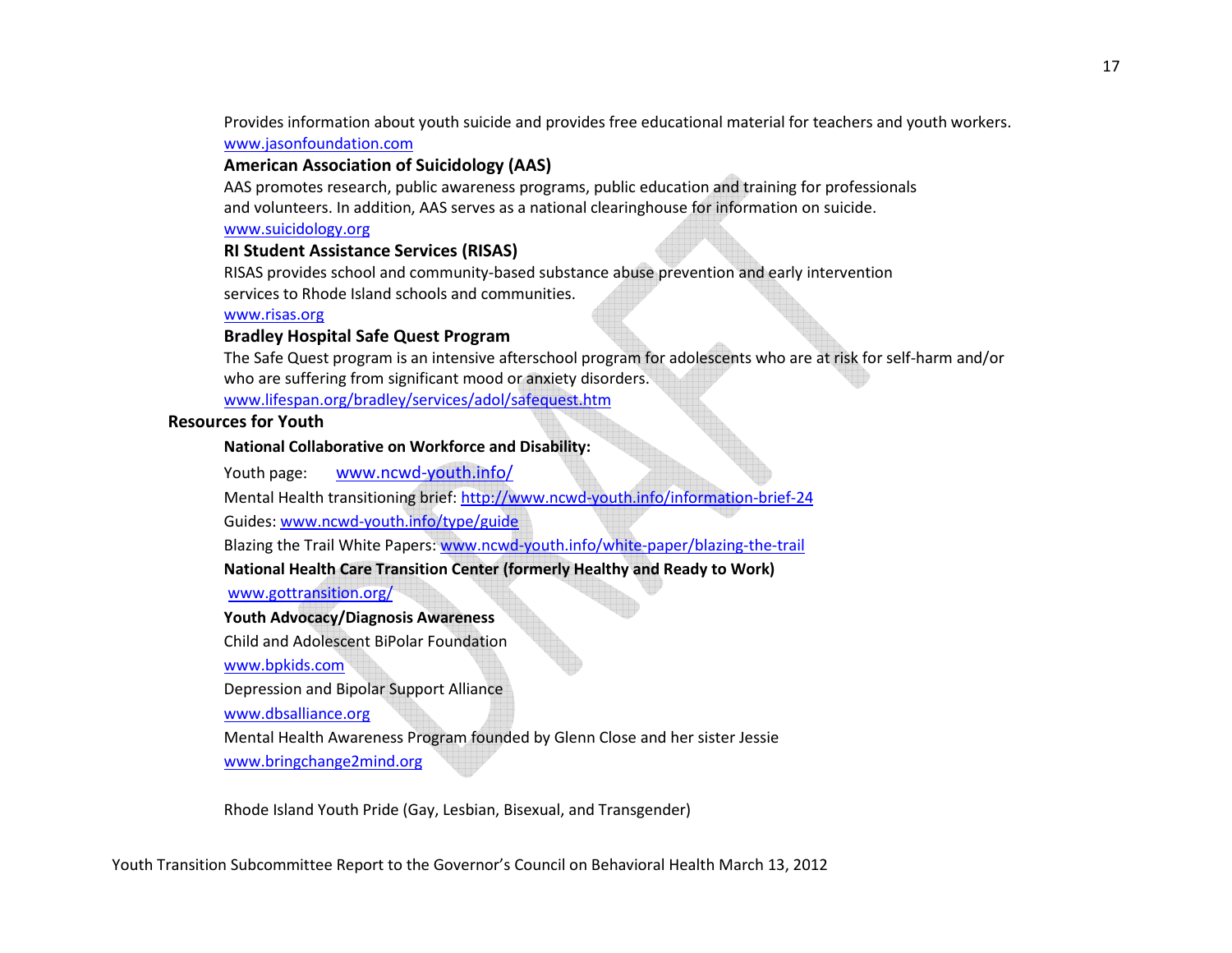Provides information about youth suicide and provides free educational material for teachers and youth workers.
www.jasonfoundation.com

**American Association of Suicidology (AAS)**

AAS promotes research, public awareness programs, public education and training for professionals and volunteers. In addition, AAS serves as a national clearinghouse for information on suicide.
www.suicidology.org

**RI Student Assistance Services (RISAS)**

RISAS provides school and community-based substance abuse prevention and early intervention services to Rhode Island schools and communities.
www.risas.org

**Bradley Hospital Safe Quest Program**

The Safe Quest program is an intensive afterschool program for adolescents who are at risk for self-harm and/or who are suffering from significant mood or anxiety disorders.
www.lifespan.org/bradley/services/adol/safequest.htm

## Resources for Youth

**National Collaborative on Workforce and Disability:**

Youth page: www.ncwd-youth.info/

Mental Health transitioning brief: http://www.ncwd-youth.info/information-brief-24

Guides: www.ncwd-youth.info/type/guide

Blazing the Trail White Papers: www.ncwd-youth.info/white-paper/blazing-the-trail

**National Health Care Transition Center (formerly Healthy and Ready to Work)**

www.gottransition.org/

**Youth Advocacy/Diagnosis Awareness**

Child and Adolescent BiPolar Foundation

www.bpkids.com

Depression and Bipolar Support Alliance

www.dbsalliance.org

Mental Health Awareness Program founded by Glenn Close and her sister Jessie

www.bringchange2mind.org

Rhode Island Youth Pride (Gay, Lesbian, Bisexual, and Transgender)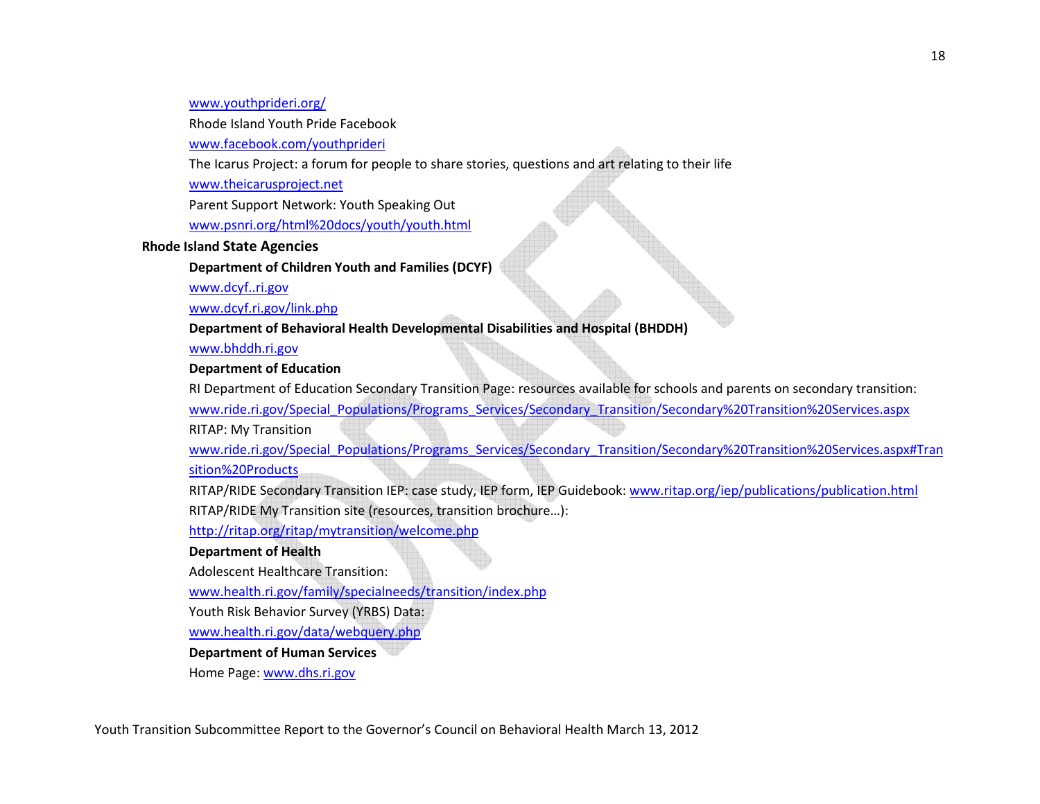www.youthprideri.org/

Rhode Island Youth Pride Facebook

www.facebook.com/youthprideri

The Icarus Project: a forum for people to share stories, questions and art relating to their life

www.theicarusproject.net

Parent Support Network: Youth Speaking Out

www.psnri.org/html%20docs/youth/youth.html

## Rhode Island State Agencies

**Department of Children Youth and Families (DCYF)**

www.dcyf..ri.gov

www.dcyf.ri.gov/link.php

**Department of Behavioral Health Developmental Disabilities and Hospital (BHDDH)**

www.bhddh.ri.gov

**Department of Education**

RI Department of Education Secondary Transition Page: resources available for schools and parents on secondary transition: www.ride.ri.gov/Special_Populations/Programs_Services/Secondary_Transition/Secondary%20Transition%20Services.aspx

RITAP: My Transition

www.ride.ri.gov/Special_Populations/Programs_Services/Secondary_Transition/Secondary%20Transition%20Services.aspx#Transition%20Products

RITAP/RIDE Secondary Transition IEP: case study, IEP form, IEP Guidebook: www.ritap.org/iep/publications/publication.html

RITAP/RIDE My Transition site (resources, transition brochure…):

http://ritap.org/ritap/mytransition/welcome.php

**Department of Health**

Adolescent Healthcare Transition:

www.health.ri.gov/family/specialneeds/transition/index.php

Youth Risk Behavior Survey (YRBS) Data:

www.health.ri.gov/data/webquery.php

**Department of Human Services**

Home Page: www.dhs.ri.gov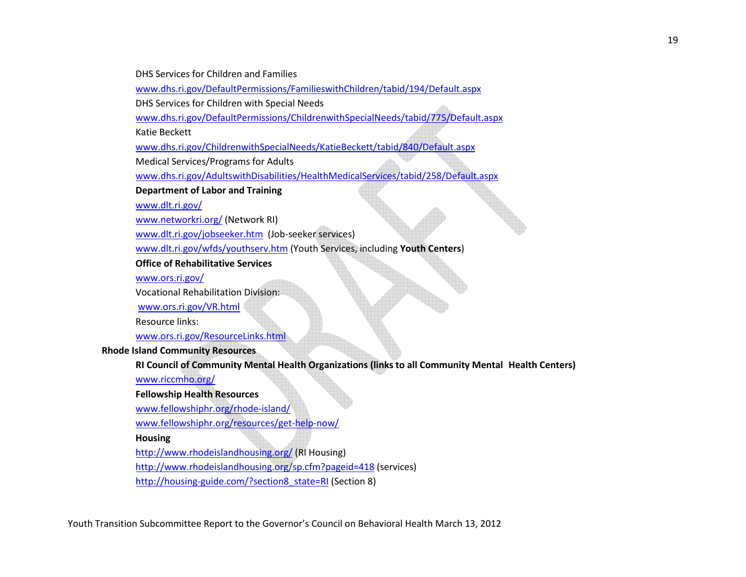DHS Services for Children and Families

www.dhs.ri.gov/DefaultPermissions/FamilieswithChildren/tabid/194/Default.aspx

DHS Services for Children with Special Needs

www.dhs.ri.gov/DefaultPermissions/ChildrenwithSpecialNeeds/tabid/775/Default.aspx

Katie Beckett

www.dhs.ri.gov/ChildrenwithSpecialNeeds/KatieBeckett/tabid/840/Default.aspx

Medical Services/Programs for Adults

www.dhs.ri.gov/AdultswithDisabilities/HealthMedicalServices/tabid/258/Default.aspx

**Department of Labor and Training**

www.dlt.ri.gov/

www.networkri.org/ (Network RI)

www.dlt.ri.gov/jobseeker.htm (Job-seeker services)

www.dlt.ri.gov/wfds/youthserv.htm (Youth Services, including **Youth Centers**)

**Office of Rehabilitative Services**

www.ors.ri.gov/

Vocational Rehabilitation Division:

www.ors.ri.gov/VR.html

Resource links:

www.ors.ri.gov/ResourceLinks.html

**Rhode Island Community Resources**

**RI Council of Community Mental Health Organizations (links to all Community Mental Health Centers)**

www.riccmho.org/

**Fellowship Health Resources**

www.fellowshiphr.org/rhode-island/

www.fellowshiphr.org/resources/get-help-now/

**Housing**

http://www.rhodeislandhousing.org/ (RI Housing)

http://www.rhodeislandhousing.org/sp.cfm?pageid=418 (services)

http://housing-guide.com/?section8_state=RI (Section 8)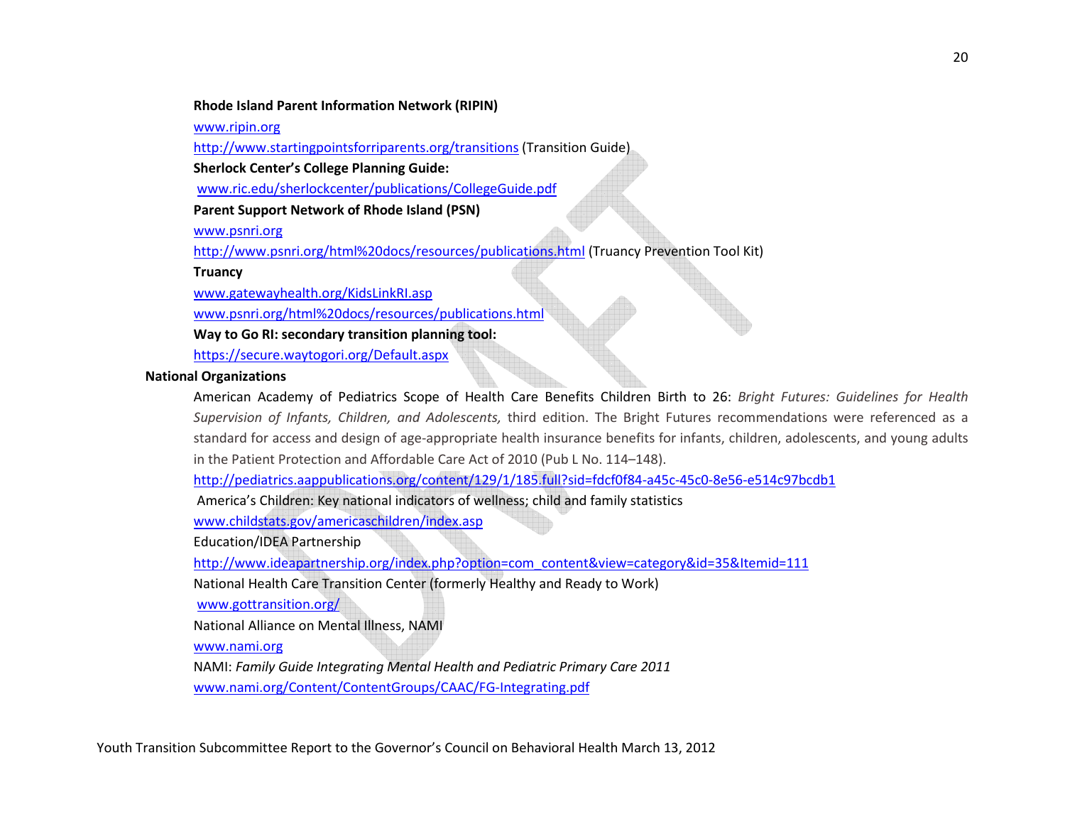**Rhode Island Parent Information Network (RIPIN)**

www.ripin.org

http://www.startingpointsforriparents.org/transitions (Transition Guide)

**Sherlock Center's College Planning Guide:**

www.ric.edu/sherlockcenter/publications/CollegeGuide.pdf

**Parent Support Network of Rhode Island (PSN)**

www.psnri.org

http://www.psnri.org/html%20docs/resources/publications.html (Truancy Prevention Tool Kit)

**Truancy**

www.gatewayhealth.org/KidsLinkRI.asp

www.psnri.org/html%20docs/resources/publications.html

**Way to Go RI: secondary transition planning tool:**

https://secure.waytogori.org/Default.aspx

**National Organizations**

American Academy of Pediatrics Scope of Health Care Benefits Children Birth to 26: *Bright Futures: Guidelines for Health Supervision of Infants, Children, and Adolescents,* third edition. The Bright Futures recommendations were referenced as a standard for access and design of age-appropriate health insurance benefits for infants, children, adolescents, and young adults in the Patient Protection and Affordable Care Act of 2010 (Pub L No. 114–148).

http://pediatrics.aappublications.org/content/129/1/185.full?sid=fdcf0f84-a45c-45c0-8e56-e514c97bcdb1

America's Children: Key national indicators of wellness; child and family statistics

www.childstats.gov/americaschildren/index.asp

Education/IDEA Partnership

http://www.ideapartnership.org/index.php?option=com_content&view=category&id=35&Itemid=111

National Health Care Transition Center (formerly Healthy and Ready to Work)

www.gottransition.org/

National Alliance on Mental Illness, NAMI

www.nami.org

NAMI: *Family Guide Integrating Mental Health and Pediatric Primary Care 2011*

www.nami.org/Content/ContentGroups/CAAC/FG-Integrating.pdf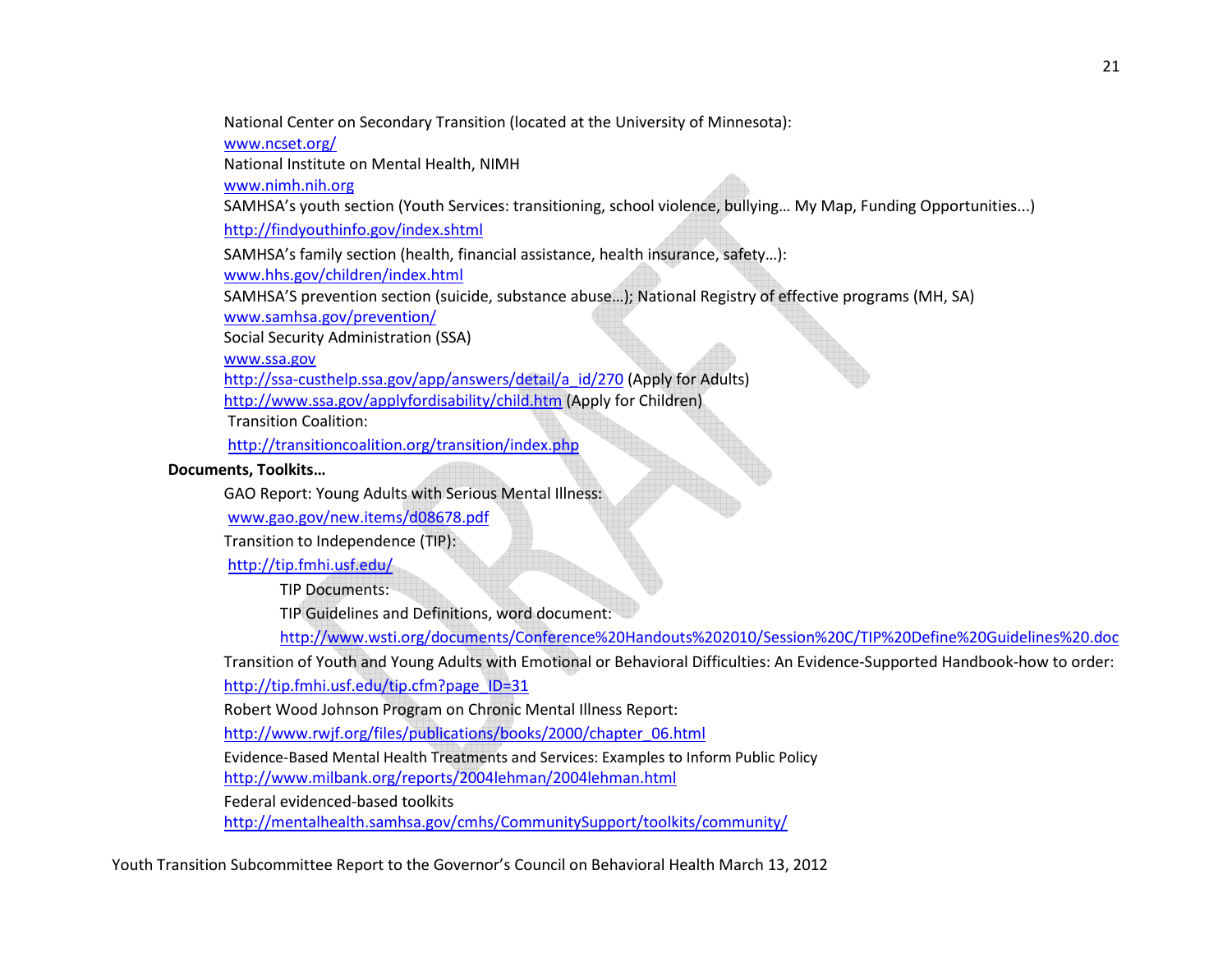National Center on Secondary Transition (located at the University of Minnesota):
www.ncset.org/

National Institute on Mental Health, NIMH
www.nimh.nih.org

SAMHSA's youth section (Youth Services: transitioning, school violence, bullying… My Map, Funding Opportunities...)
http://findyouthinfo.gov/index.shtml

SAMHSA's family section (health, financial assistance, health insurance, safety…):
www.hhs.gov/children/index.html

SAMHSA'S prevention section (suicide, substance abuse…); National Registry of effective programs (MH, SA)
www.samhsa.gov/prevention/

Social Security Administration (SSA)
www.ssa.gov
http://ssa-custhelp.ssa.gov/app/answers/detail/a_id/270 (Apply for Adults)
http://www.ssa.gov/applyfordisability/child.htm (Apply for Children)

Transition Coalition:
http://transitioncoalition.org/transition/index.php

**Documents, Toolkits…**

GAO Report: Young Adults with Serious Mental Illness:
www.gao.gov/new.items/d08678.pdf

Transition to Independence (TIP):
http://tip.fmhi.usf.edu/

TIP Documents:

TIP Guidelines and Definitions, word document:
http://www.wsti.org/documents/Conference%20Handouts%202010/Session%20C/TIP%20Define%20Guidelines%20.doc

Transition of Youth and Young Adults with Emotional or Behavioral Difficulties: An Evidence-Supported Handbook-how to order:
http://tip.fmhi.usf.edu/tip.cfm?page_ID=31

Robert Wood Johnson Program on Chronic Mental Illness Report:
http://www.rwjf.org/files/publications/books/2000/chapter_06.html

Evidence-Based Mental Health Treatments and Services: Examples to Inform Public Policy
http://www.milbank.org/reports/2004lehman/2004lehman.html

Federal evidenced-based toolkits
http://mentalhealth.samhsa.gov/cmhs/CommunitySupport/toolkits/community/